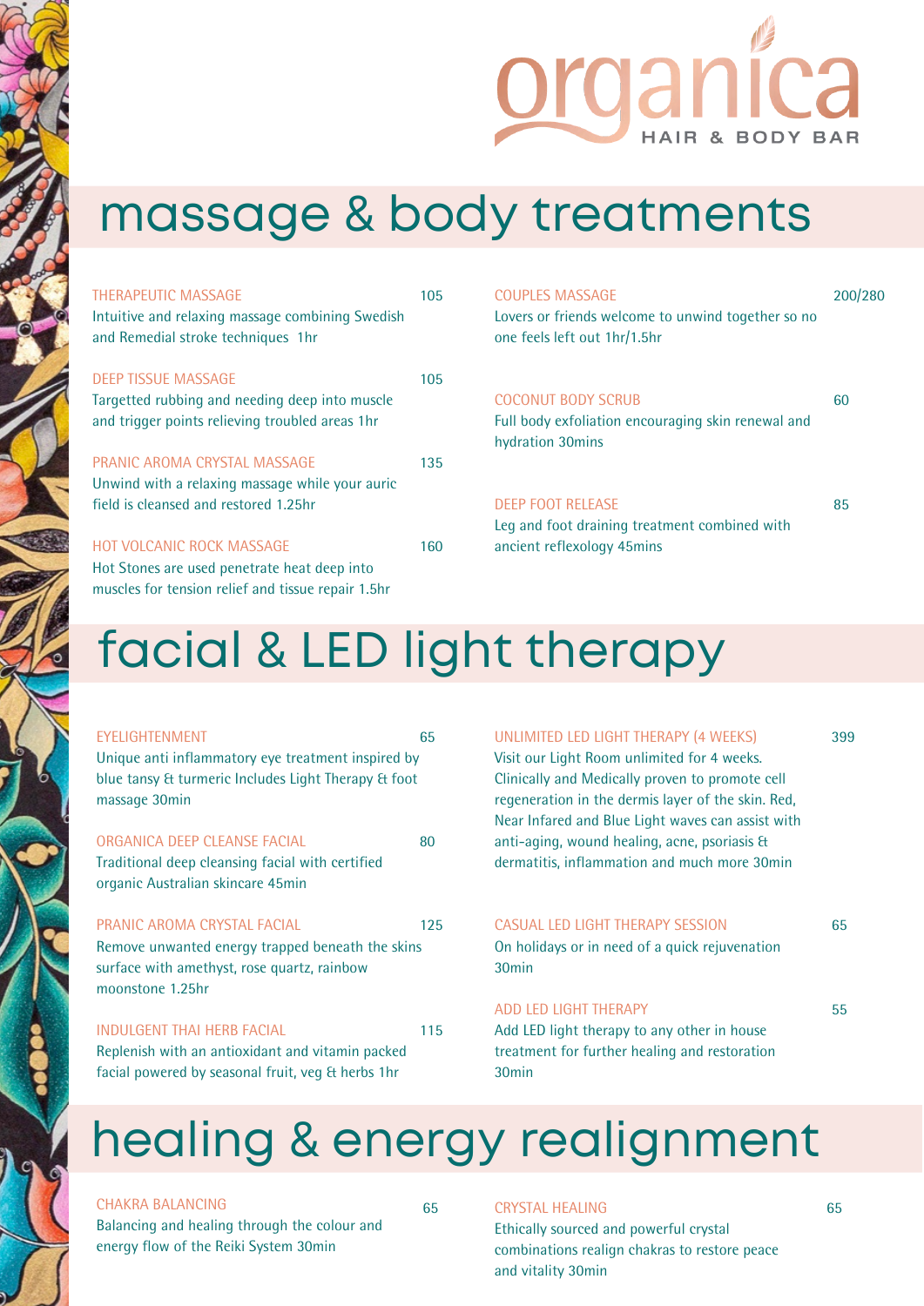organica

HAIR & BODY BAR

# massage & body treatments

**THERAPEUTIC MASSAGE** 105
Intuitive and relaxing massage combining Swedish and Remedial stroke techniques 1hr

**DEEP TISSUE MASSAGE** 105
Targetted rubbing and needing deep into muscle and trigger points relieving troubled areas 1hr

**PRANIC AROMA CRYSTAL MASSAGE** 135
Unwind with a relaxing massage while your auric field is cleansed and restored 1.25hr

**HOT VOLCANIC ROCK MASSAGE** 160
Hot Stones are used penetrate heat deep into muscles for tension relief and tissue repair 1.5hr

**COUPLES MASSAGE** 200/280
Lovers or friends welcome to unwind together so no one feels left out 1hr/1.5hr

**COCONUT BODY SCRUB** 60
Full body exfoliation encouraging skin renewal and hydration 30mins

**DEEP FOOT RELEASE** 85
Leg and foot draining treatment combined with ancient reflexology 45mins

# facial & LED light therapy

**EYELIGHTENMENT** 65
Unique anti inflammatory eye treatment inspired by blue tansy & turmeric Includes Light Therapy & foot massage 30min

**ORGANICA DEEP CLEANSE FACIAL** 80
Traditional deep cleansing facial with certified organic Australian skincare 45min

**PRANIC AROMA CRYSTAL FACIAL** 125
Remove unwanted energy trapped beneath the skins surface with amethyst, rose quartz, rainbow moonstone 1.25hr

**INDULGENT THAI HERB FACIAL** 115
Replenish with an antioxidant and vitamin packed facial powered by seasonal fruit, veg & herbs 1hr

**UNLIMITED LED LIGHT THERAPY (4 WEEKS)** 399
Visit our Light Room unlimited for 4 weeks. Clinically and Medically proven to promote cell regeneration in the dermis layer of the skin. Red, Near Infared and Blue Light waves can assist with anti-aging, wound healing, acne, psoriasis & dermatitis, inflammation and much more 30min

**CASUAL LED LIGHT THERAPY SESSION** 65
On holidays or in need of a quick rejuvenation 30min

**ADD LED LIGHT THERAPY** 55
Add LED light therapy to any other in house treatment for further healing and restoration 30min

# healing & energy realignment

**CHAKRA BALANCING** 65
Balancing and healing through the colour and energy flow of the Reiki System 30min

**CRYSTAL HEALING** 65
Ethically sourced and powerful crystal combinations realign chakras to restore peace and vitality 30min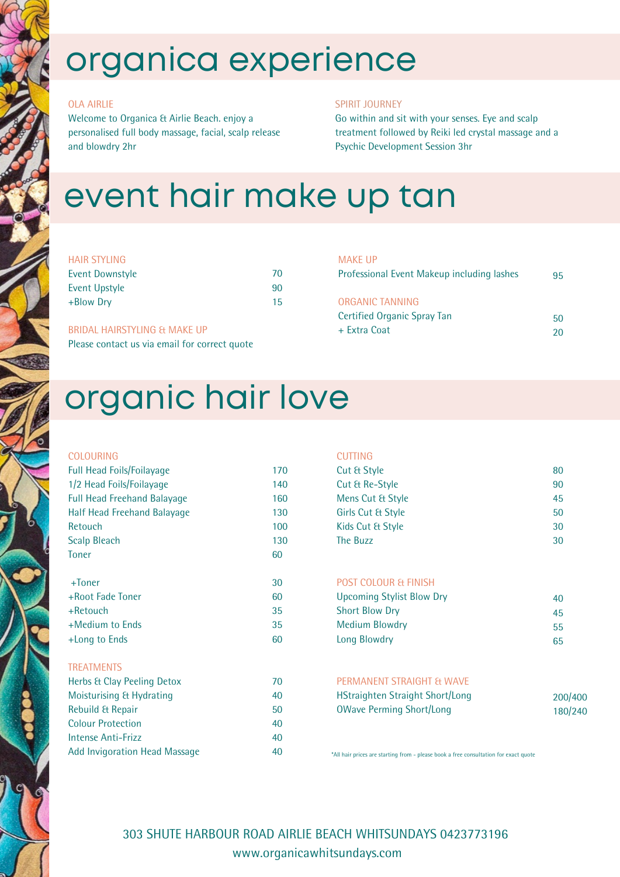# organica experience

### OLA AIRLIE

Welcome to Organica & Airlie Beach. enjoy a personalised full body massage, facial, scalp release and blowdry 2hr

### SPIRIT JOURNEY

Go within and sit with your senses. Eye and scalp treatment followed by Reiki led crystal massage and a Psychic Development Session 3hr

# event hair make up tan

### HAIR STYLING

| | |
|---|---|
| Event Downstyle | 70 |
| Event Upstyle | 90 |
| +Blow Dry | 15 |

### BRIDAL HAIRSTYLING & MAKE UP

Please contact us via email for correct quote

### MAKE UP

| | |
|---|---|
| Professional Event Makeup including lashes | 95 |

### ORGANIC TANNING

| | |
|---|---|
| Certified Organic Spray Tan | 50 |
| + Extra Coat | 20 |

# organic hair love

### COLOURING

| | |
|---|---|
| Full Head Foils/Foilayage | 170 |
| 1/2 Head Foils/Foilayage | 140 |
| Full Head Freehand Balayage | 160 |
| Half Head Freehand Balayage | 130 |
| Retouch | 100 |
| Scalp Bleach | 130 |
| Toner | 60 |

| | |
|---|---|
| +Toner | 30 |
| +Root Fade Toner | 60 |
| +Retouch | 35 |
| +Medium to Ends | 35 |
| +Long to Ends | 60 |

### TREATMENTS

| | |
|---|---|
| Herbs & Clay Peeling Detox | 70 |
| Moisturising & Hydrating | 40 |
| Rebuild & Repair | 50 |
| Colour Protection | 40 |
| Intense Anti-Frizz | 40 |
| Add Invigoration Head Massage | 40 |

### CUTTING

| | |
|---|---|
| Cut & Style | 80 |
| Cut & Re-Style | 90 |
| Mens Cut & Style | 45 |
| Girls Cut & Style | 50 |
| Kids Cut & Style | 30 |
| The Buzz | 30 |

### POST COLOUR & FINISH

| | |
|---|---|
| Upcoming Stylist Blow Dry | 40 |
| Short Blow Dry | 45 |
| Medium Blowdry | 55 |
| Long Blowdry | 65 |

### PERMANENT STRAIGHT & WAVE

| | |
|---|---|
| HStraighten Straight Short/Long | 200/400 |
| OWave Perming Short/Long | 180/240 |

*All hair prices are starting from - please book a free consultation for exact quote

303 SHUTE HARBOUR ROAD AIRLIE BEACH WHITSUNDAYS 0423773196

www.organicawhitsundays.com